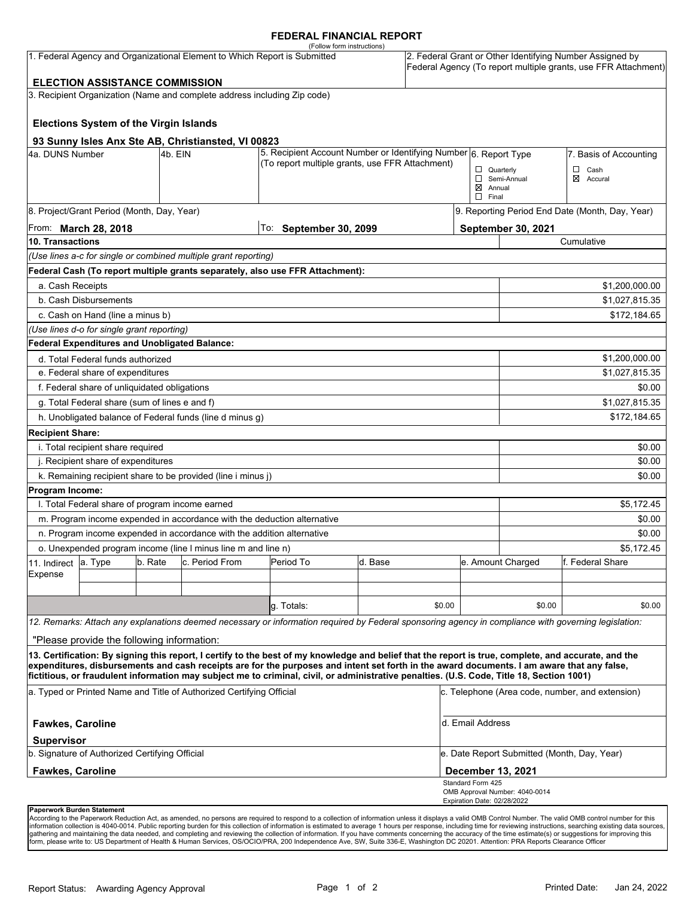# FEDERAL FINANCIAL REPORT

(Follow form instructions)

| 1. Federal Agency and Organizational Element to Which Report is Submitted | 2. Federal Grant or Other Identifying Number Assigned by Federal Agency (To report multiple grants, use FFR Attachment) |
|---|---|
| **ELECTION ASSISTANCE COMMISSION** | |

3. Recipient Organization (Name and complete address including Zip code)

**Elections System of the Virgin Islands**

**93 Sunny Isles Anx Ste AB, Christiansted, VI 00823**

| 4a. DUNS Number | 4b. EIN | 5. Recipient Account Number or Identifying Number (To report multiple grants, use FFR Attachment) | 6. Report Type | 7. Basis of Accounting |
|---|---|---|---|---|
| | | | ☐ Quarterly<br>☐ Semi-Annual<br>☒ Annual<br>☐ Final | ☐ Cash<br>☒ Accural |

| 8. Project/Grant Period (Month, Day, Year) | | 9. Reporting Period End Date (Month, Day, Year) |
|---|---|---|
| From: **March 28, 2018** | To: **September 30, 2099** | **September 30, 2021** |

| 10. Transactions | Cumulative |
|---|---|
| *(Use lines a-c for single or combined multiple grant reporting)* | |
| **Federal Cash (To report multiple grants separately, also use FFR Attachment):** | |
| a. Cash Receipts | $1,200,000.00 |
| b. Cash Disbursements | $1,027,815.35 |
| c. Cash on Hand (line a minus b) | $172,184.65 |
| *(Use lines d-o for single grant reporting)* | |
| **Federal Expenditures and Unobligated Balance:** | |
| d. Total Federal funds authorized | $1,200,000.00 |
| e. Federal share of expenditures | $1,027,815.35 |
| f. Federal share of unliquidated obligations | $0.00 |
| g. Total Federal share (sum of lines e and f) | $1,027,815.35 |
| h. Unobligated balance of Federal funds (line d minus g) | $172,184.65 |
| **Recipient Share:** | |
| i. Total recipient share required | $0.00 |
| j. Recipient share of expenditures | $0.00 |
| k. Remaining recipient share to be provided (line i minus j) | $0.00 |
| **Program Income:** | |
| l. Total Federal share of program income earned | $5,172.45 |
| m. Program income expended in accordance with the deduction alternative | $0.00 |
| n. Program income expended in accordance with the addition alternative | $0.00 |
| o. Unexpended program income (line l minus line m and line n) | $5,172.45 |

| 11. Indirect Expense | a. Type | b. Rate | c. Period From | Period To | d. Base | e. Amount Charged | f. Federal Share |
|---|---|---|---|---|---|---|---|
| | | | | | | | |
| | | | | | | | |
| | | | | g. Totals: | $0.00 | $0.00 | $0.00 |

*12. Remarks: Attach any explanations deemed necessary or information required by Federal sponsoring agency in compliance with governing legislation:*

"Please provide the following information:

**13. Certification: By signing this report, I certify to the best of my knowledge and belief that the report is true, complete, and accurate, and the expenditures, disbursements and cash receipts are for the purposes and intent set forth in the award documents. I am aware that any false, fictitious, or fraudulent information may subject me to criminal, civil, or administrative penalties. (U.S. Code, Title 18, Section 1001)**

| a. Typed or Printed Name and Title of Authorized Certifying Official | c. Telephone (Area code, number, and extension) |
|---|---|
| **Fawkes, Caroline**<br>**Supervisor** | d. Email Address |
| b. Signature of Authorized Certifying Official | e. Date Report Submitted (Month, Day, Year) |
| **Fawkes, Caroline** | **December 13, 2021** |

Standard Form 425
OMB Approval Number: 4040-0014
Expiration Date: 02/28/2022

**Paperwork Burden Statement**
According to the Paperwork Reduction Act, as amended, no persons are required to respond to a collection of information unless it displays a valid OMB Control Number. The valid OMB control number for this information collection is 4040-0014. Public reporting burden for this collection of information is estimated to average 1 hours per response, including time for reviewing instructions, searching existing data sources, gathering and maintaining the data needed, and completing and reviewing the collection of information. If you have comments concerning the accuracy of the time estimate(s) or suggestions for improving this form, please write to: US Department of Health & Human Services, OS/OCIO/PRA, 200 Independence Ave, SW, Suite 336-E, Washington DC 20201. Attention: PRA Reports Clearance Officer

Report Status: Awarding Agency Approval

Printed Date: Jan 24, 2022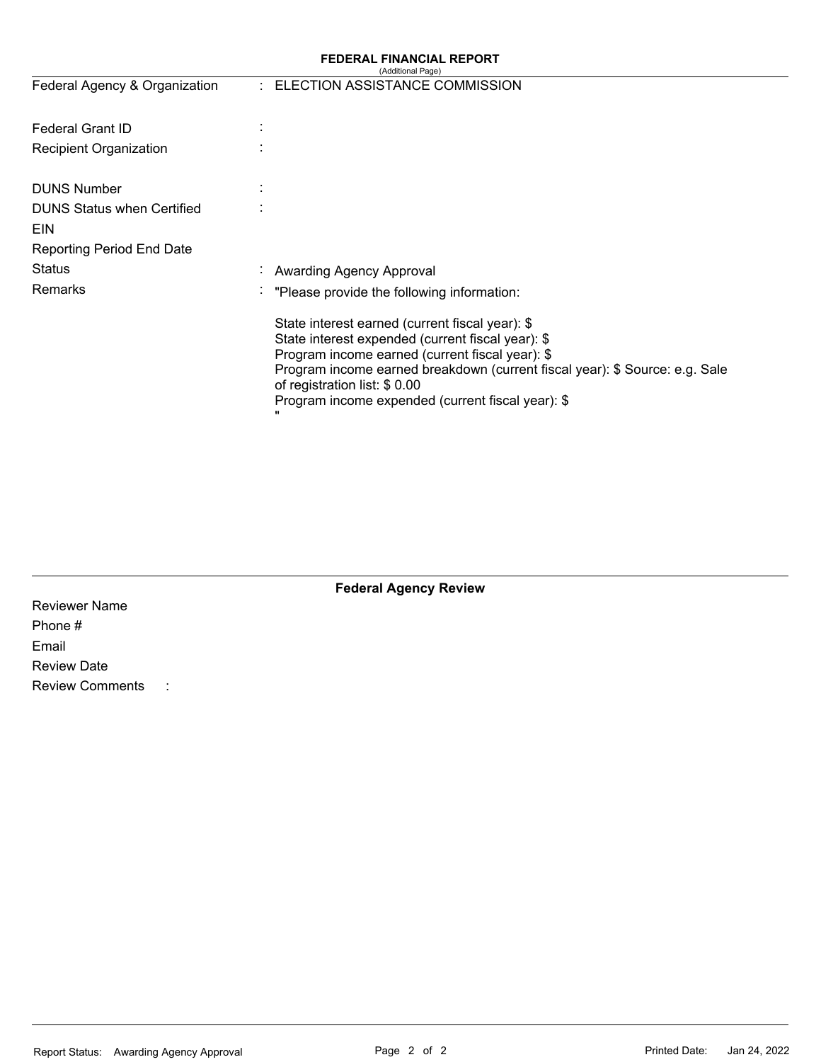# FEDERAL FINANCIAL REPORT

(Additional Page)

| | | |
|---|---|---|
| Federal Agency & Organization | : | ELECTION ASSISTANCE COMMISSION |
| Federal Grant ID | : | |
| Recipient Organization | : | |
| DUNS Number | : | |
| DUNS Status when Certified | : | |
| EIN | | |
| Reporting Period End Date | | |
| Status | : | Awarding Agency Approval |
| Remarks | : | "Please provide the following information: |

State interest earned (current fiscal year): $
State interest expended (current fiscal year): $
Program income earned (current fiscal year): $
Program income earned breakdown (current fiscal year): $ Source: e.g. Sale of registration list: $ 0.00
Program income expended (current fiscal year): $
"

## Federal Agency Review

Reviewer Name
Phone #
Email
Review Date
Review Comments :

Report Status: Awarding Agency Approval

Printed Date: Jan 24, 2022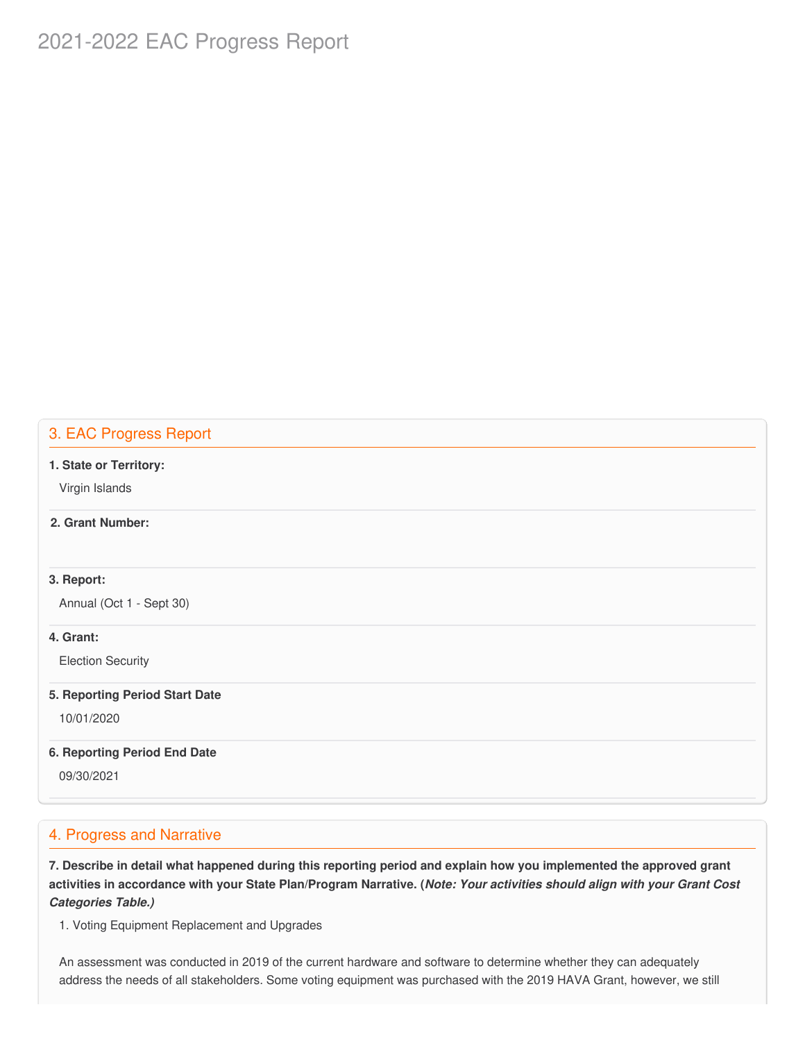# 2021-2022 EAC Progress Report

## 3. EAC Progress Report

**1. State or Territory:**

Virgin Islands

**2. Grant Number:**

**3. Report:**

Annual (Oct 1 - Sept 30)

**4. Grant:**

Election Security

**5. Reporting Period Start Date**

10/01/2020

**6. Reporting Period End Date**

09/30/2021

## 4. Progress and Narrative

**7. Describe in detail what happened during this reporting period and explain how you implemented the approved grant activities in accordance with your State Plan/Program Narrative. (*Note: Your activities should align with your Grant Cost Categories Table.)***

1. Voting Equipment Replacement and Upgrades

An assessment was conducted in 2019 of the current hardware and software to determine whether they can adequately address the needs of all stakeholders. Some voting equipment was purchased with the 2019 HAVA Grant, however, we still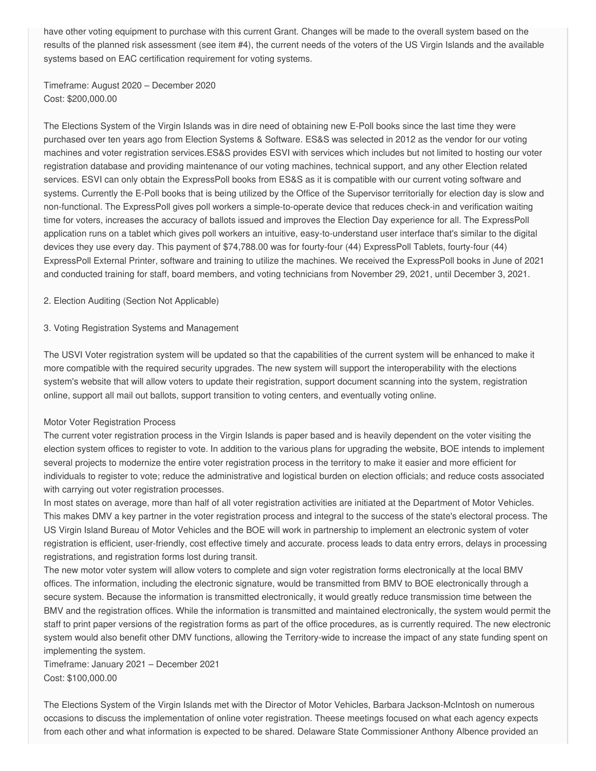have other voting equipment to purchase with this current Grant. Changes will be made to the overall system based on the results of the planned risk assessment (see item #4), the current needs of the voters of the US Virgin Islands and the available systems based on EAC certification requirement for voting systems.

Timeframe: August 2020 – December 2020
Cost: $200,000.00

The Elections System of the Virgin Islands was in dire need of obtaining new E-Poll books since the last time they were purchased over ten years ago from Election Systems & Software. ES&S was selected in 2012 as the vendor for our voting machines and voter registration services.ES&S provides ESVI with services which includes but not limited to hosting our voter registration database and providing maintenance of our voting machines, technical support, and any other Election related services. ESVI can only obtain the ExpressPoll books from ES&S as it is compatible with our current voting software and systems. Currently the E-Poll books that is being utilized by the Office of the Supervisor territorially for election day is slow and non-functional. The ExpressPoll gives poll workers a simple-to-operate device that reduces check-in and verification waiting time for voters, increases the accuracy of ballots issued and improves the Election Day experience for all. The ExpressPoll application runs on a tablet which gives poll workers an intuitive, easy-to-understand user interface that's similar to the digital devices they use every day. This payment of $74,788.00 was for fourty-four (44) ExpressPoll Tablets, fourty-four (44) ExpressPoll External Printer, software and training to utilize the machines. We received the ExpressPoll books in June of 2021 and conducted training for staff, board members, and voting technicians from November 29, 2021, until December 3, 2021.

2. Election Auditing (Section Not Applicable)

3. Voting Registration Systems and Management

The USVI Voter registration system will be updated so that the capabilities of the current system will be enhanced to make it more compatible with the required security upgrades. The new system will support the interoperability with the elections system's website that will allow voters to update their registration, support document scanning into the system, registration online, support all mail out ballots, support transition to voting centers, and eventually voting online.

Motor Voter Registration Process
The current voter registration process in the Virgin Islands is paper based and is heavily dependent on the voter visiting the election system offices to register to vote. In addition to the various plans for upgrading the website, BOE intends to implement several projects to modernize the entire voter registration process in the territory to make it easier and more efficient for individuals to register to vote; reduce the administrative and logistical burden on election officials; and reduce costs associated with carrying out voter registration processes.
In most states on average, more than half of all voter registration activities are initiated at the Department of Motor Vehicles. This makes DMV a key partner in the voter registration process and integral to the success of the state's electoral process. The US Virgin Island Bureau of Motor Vehicles and the BOE will work in partnership to implement an electronic system of voter registration is efficient, user-friendly, cost effective timely and accurate. process leads to data entry errors, delays in processing registrations, and registration forms lost during transit.
The new motor voter system will allow voters to complete and sign voter registration forms electronically at the local BMV offices. The information, including the electronic signature, would be transmitted from BMV to BOE electronically through a secure system. Because the information is transmitted electronically, it would greatly reduce transmission time between the BMV and the registration offices. While the information is transmitted and maintained electronically, the system would permit the staff to print paper versions of the registration forms as part of the office procedures, as is currently required. The new electronic system would also benefit other DMV functions, allowing the Territory-wide to increase the impact of any state funding spent on implementing the system.
Timeframe: January 2021 – December 2021
Cost: $100,000.00

The Elections System of the Virgin Islands met with the Director of Motor Vehicles, Barbara Jackson-McIntosh on numerous occasions to discuss the implementation of online voter registration. Theese meetings focused on what each agency expects from each other and what information is expected to be shared. Delaware State Commissioner Anthony Albence provided an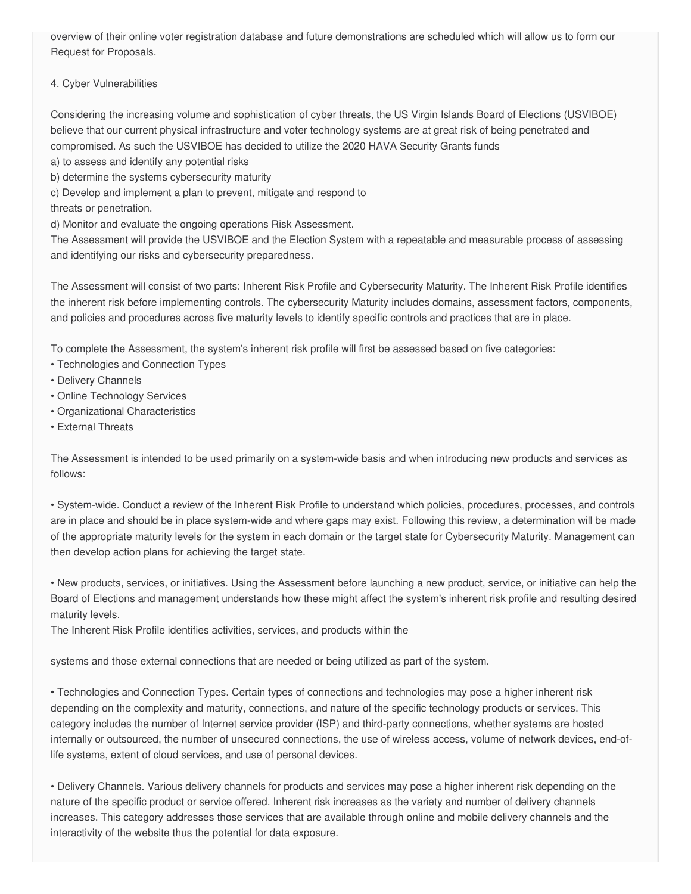overview of their online voter registration database and future demonstrations are scheduled which will allow us to form our Request for Proposals.

4. Cyber Vulnerabilities

Considering the increasing volume and sophistication of cyber threats, the US Virgin Islands Board of Elections (USVIBOE) believe that our current physical infrastructure and voter technology systems are at great risk of being penetrated and compromised. As such the USVIBOE has decided to utilize the 2020 HAVA Security Grants funds

a) to assess and identify any potential risks
b) determine the systems cybersecurity maturity
c) Develop and implement a plan to prevent, mitigate and respond to threats or penetration.
d) Monitor and evaluate the ongoing operations Risk Assessment.

The Assessment will provide the USVIBOE and the Election System with a repeatable and measurable process of assessing and identifying our risks and cybersecurity preparedness.

The Assessment will consist of two parts: Inherent Risk Profile and Cybersecurity Maturity. The Inherent Risk Profile identifies the inherent risk before implementing controls. The cybersecurity Maturity includes domains, assessment factors, components, and policies and procedures across five maturity levels to identify specific controls and practices that are in place.

To complete the Assessment, the system's inherent risk profile will first be assessed based on five categories:

- Technologies and Connection Types
- Delivery Channels
- Online Technology Services
- Organizational Characteristics
- External Threats

The Assessment is intended to be used primarily on a system-wide basis and when introducing new products and services as follows:

- System-wide. Conduct a review of the Inherent Risk Profile to understand which policies, procedures, processes, and controls are in place and should be in place system-wide and where gaps may exist. Following this review, a determination will be made of the appropriate maturity levels for the system in each domain or the target state for Cybersecurity Maturity. Management can then develop action plans for achieving the target state.

- New products, services, or initiatives. Using the Assessment before launching a new product, service, or initiative can help the Board of Elections and management understands how these might affect the system's inherent risk profile and resulting desired maturity levels.

The Inherent Risk Profile identifies activities, services, and products within the systems and those external connections that are needed or being utilized as part of the system.

- Technologies and Connection Types. Certain types of connections and technologies may pose a higher inherent risk depending on the complexity and maturity, connections, and nature of the specific technology products or services. This category includes the number of Internet service provider (ISP) and third-party connections, whether systems are hosted internally or outsourced, the number of unsecured connections, the use of wireless access, volume of network devices, end-of-life systems, extent of cloud services, and use of personal devices.

- Delivery Channels. Various delivery channels for products and services may pose a higher inherent risk depending on the nature of the specific product or service offered. Inherent risk increases as the variety and number of delivery channels increases. This category addresses those services that are available through online and mobile delivery channels and the interactivity of the website thus the potential for data exposure.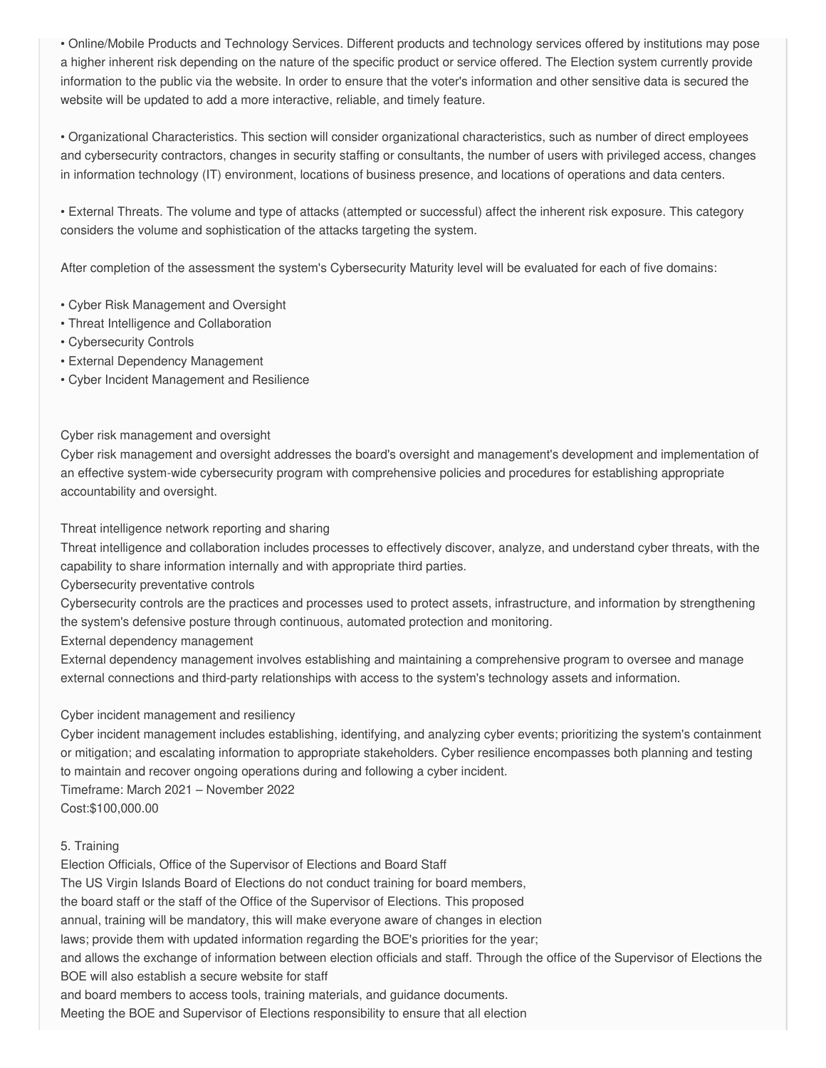• Online/Mobile Products and Technology Services. Different products and technology services offered by institutions may pose a higher inherent risk depending on the nature of the specific product or service offered. The Election system currently provide information to the public via the website. In order to ensure that the voter's information and other sensitive data is secured the website will be updated to add a more interactive, reliable, and timely feature.

• Organizational Characteristics. This section will consider organizational characteristics, such as number of direct employees and cybersecurity contractors, changes in security staffing or consultants, the number of users with privileged access, changes in information technology (IT) environment, locations of business presence, and locations of operations and data centers.

• External Threats. The volume and type of attacks (attempted or successful) affect the inherent risk exposure. This category considers the volume and sophistication of the attacks targeting the system.

After completion of the assessment the system's Cybersecurity Maturity level will be evaluated for each of five domains:

• Cyber Risk Management and Oversight
• Threat Intelligence and Collaboration
• Cybersecurity Controls
• External Dependency Management
• Cyber Incident Management and Resilience

Cyber risk management and oversight
Cyber risk management and oversight addresses the board's oversight and management's development and implementation of an effective system-wide cybersecurity program with comprehensive policies and procedures for establishing appropriate accountability and oversight.

Threat intelligence network reporting and sharing
Threat intelligence and collaboration includes processes to effectively discover, analyze, and understand cyber threats, with the capability to share information internally and with appropriate third parties.
Cybersecurity preventative controls
Cybersecurity controls are the practices and processes used to protect assets, infrastructure, and information by strengthening the system's defensive posture through continuous, automated protection and monitoring.
External dependency management
External dependency management involves establishing and maintaining a comprehensive program to oversee and manage external connections and third-party relationships with access to the system's technology assets and information.

Cyber incident management and resiliency
Cyber incident management includes establishing, identifying, and analyzing cyber events; prioritizing the system's containment or mitigation; and escalating information to appropriate stakeholders. Cyber resilience encompasses both planning and testing to maintain and recover ongoing operations during and following a cyber incident.
Timeframe: March 2021 – November 2022
Cost:$100,000.00

5. Training
Election Officials, Office of the Supervisor of Elections and Board Staff
The US Virgin Islands Board of Elections do not conduct training for board members, the board staff or the staff of the Office of the Supervisor of Elections. This proposed annual, training will be mandatory, this will make everyone aware of changes in election laws; provide them with updated information regarding the BOE's priorities for the year; and allows the exchange of information between election officials and staff. Through the office of the Supervisor of Elections the BOE will also establish a secure website for staff and board members to access tools, training materials, and guidance documents.
Meeting the BOE and Supervisor of Elections responsibility to ensure that all election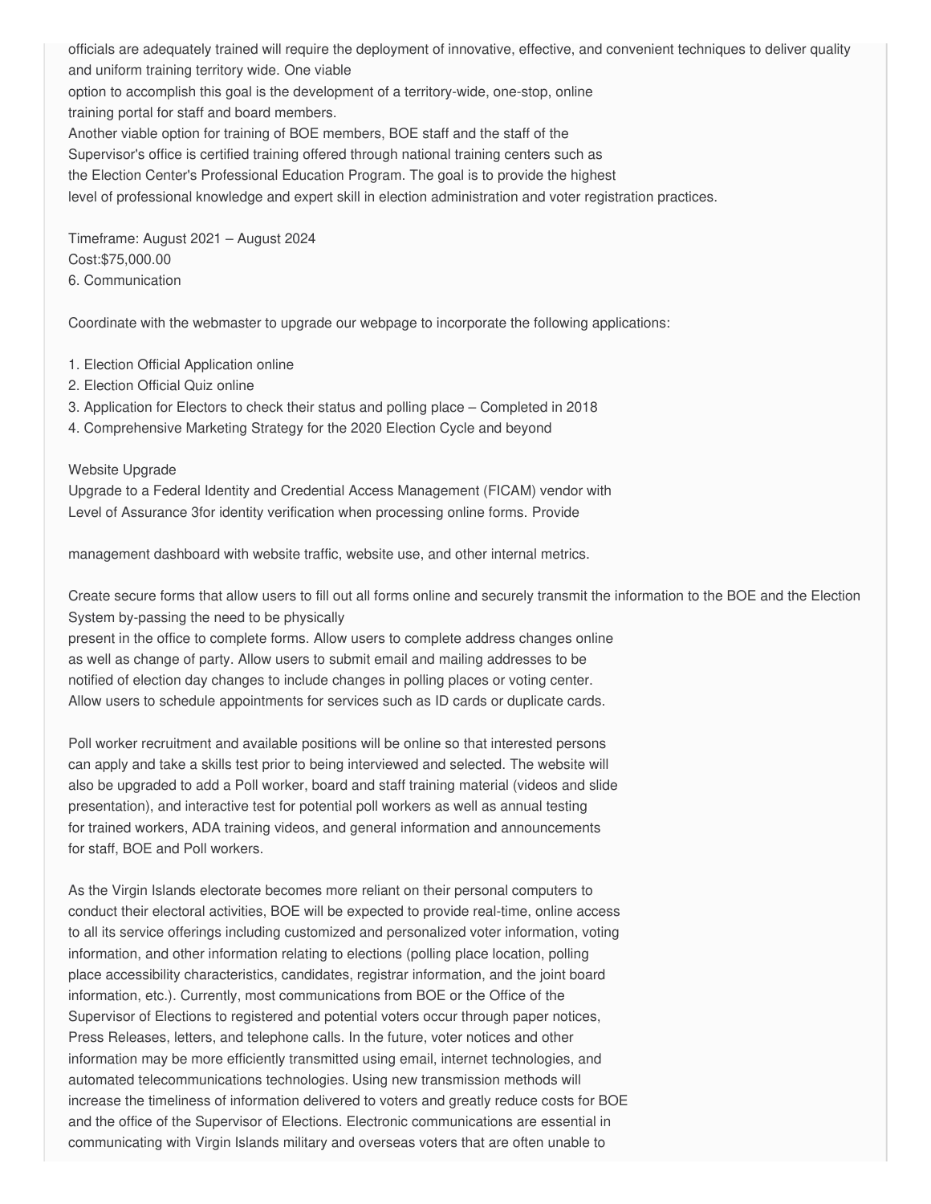officials are adequately trained will require the deployment of innovative, effective, and convenient techniques to deliver quality and uniform training territory wide. One viable option to accomplish this goal is the development of a territory-wide, one-stop, online training portal for staff and board members.

Another viable option for training of BOE members, BOE staff and the staff of the Supervisor's office is certified training offered through national training centers such as the Election Center's Professional Education Program. The goal is to provide the highest level of professional knowledge and expert skill in election administration and voter registration practices.

Timeframe: August 2021 – August 2024
Cost:$75,000.00

6. Communication

Coordinate with the webmaster to upgrade our webpage to incorporate the following applications:

1. Election Official Application online
2. Election Official Quiz online
3. Application for Electors to check their status and polling place – Completed in 2018
4. Comprehensive Marketing Strategy for the 2020 Election Cycle and beyond

Website Upgrade
Upgrade to a Federal Identity and Credential Access Management (FICAM) vendor with Level of Assurance 3for identity verification when processing online forms. Provide management dashboard with website traffic, website use, and other internal metrics.

Create secure forms that allow users to fill out all forms online and securely transmit the information to the BOE and the Election System by-passing the need to be physically present in the office to complete forms. Allow users to complete address changes online as well as change of party. Allow users to submit email and mailing addresses to be notified of election day changes to include changes in polling places or voting center. Allow users to schedule appointments for services such as ID cards or duplicate cards.

Poll worker recruitment and available positions will be online so that interested persons can apply and take a skills test prior to being interviewed and selected. The website will also be upgraded to add a Poll worker, board and staff training material (videos and slide presentation), and interactive test for potential poll workers as well as annual testing for trained workers, ADA training videos, and general information and announcements for staff, BOE and Poll workers.

As the Virgin Islands electorate becomes more reliant on their personal computers to conduct their electoral activities, BOE will be expected to provide real-time, online access to all its service offerings including customized and personalized voter information, voting information, and other information relating to elections (polling place location, polling place accessibility characteristics, candidates, registrar information, and the joint board information, etc.). Currently, most communications from BOE or the Office of the Supervisor of Elections to registered and potential voters occur through paper notices, Press Releases, letters, and telephone calls. In the future, voter notices and other information may be more efficiently transmitted using email, internet technologies, and automated telecommunications technologies. Using new transmission methods will increase the timeliness of information delivered to voters and greatly reduce costs for BOE and the office of the Supervisor of Elections. Electronic communications are essential in communicating with Virgin Islands military and overseas voters that are often unable to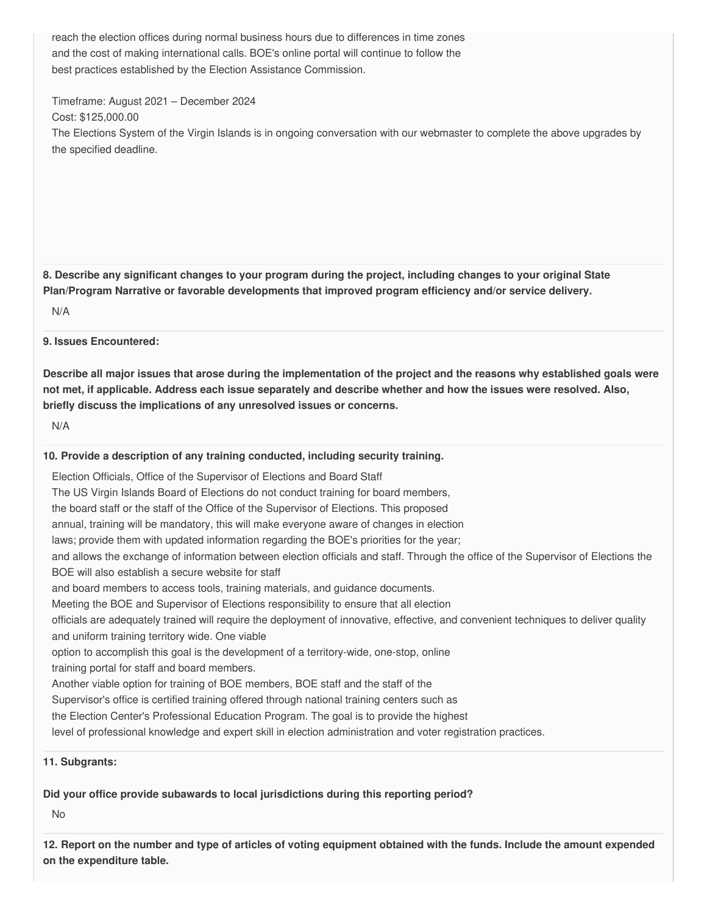reach the election offices during normal business hours due to differences in time zones and the cost of making international calls. BOE's online portal will continue to follow the best practices established by the Election Assistance Commission.

Timeframe: August 2021 – December 2024
Cost: $125,000.00
The Elections System of the Virgin Islands is in ongoing conversation with our webmaster to complete the above upgrades by the specified deadline.

**8. Describe any significant changes to your program during the project, including changes to your original State Plan/Program Narrative or favorable developments that improved program efficiency and/or service delivery.**

N/A

**9. Issues Encountered:**

**Describe all major issues that arose during the implementation of the project and the reasons why established goals were not met, if applicable. Address each issue separately and describe whether and how the issues were resolved. Also, briefly discuss the implications of any unresolved issues or concerns.**

N/A

**10. Provide a description of any training conducted, including security training.**

Election Officials, Office of the Supervisor of Elections and Board Staff
The US Virgin Islands Board of Elections do not conduct training for board members, the board staff or the staff of the Office of the Supervisor of Elections. This proposed annual, training will be mandatory, this will make everyone aware of changes in election laws; provide them with updated information regarding the BOE's priorities for the year; and allows the exchange of information between election officials and staff. Through the office of the Supervisor of Elections the BOE will also establish a secure website for staff and board members to access tools, training materials, and guidance documents.
Meeting the BOE and Supervisor of Elections responsibility to ensure that all election officials are adequately trained will require the deployment of innovative, effective, and convenient techniques to deliver quality and uniform training territory wide. One viable option to accomplish this goal is the development of a territory-wide, one-stop, online training portal for staff and board members.
Another viable option for training of BOE members, BOE staff and the staff of the Supervisor's office is certified training offered through national training centers such as the Election Center's Professional Education Program. The goal is to provide the highest level of professional knowledge and expert skill in election administration and voter registration practices.

**11. Subgrants:**

**Did your office provide subawards to local jurisdictions during this reporting period?**

No

**12. Report on the number and type of articles of voting equipment obtained with the funds. Include the amount expended on the expenditure table.**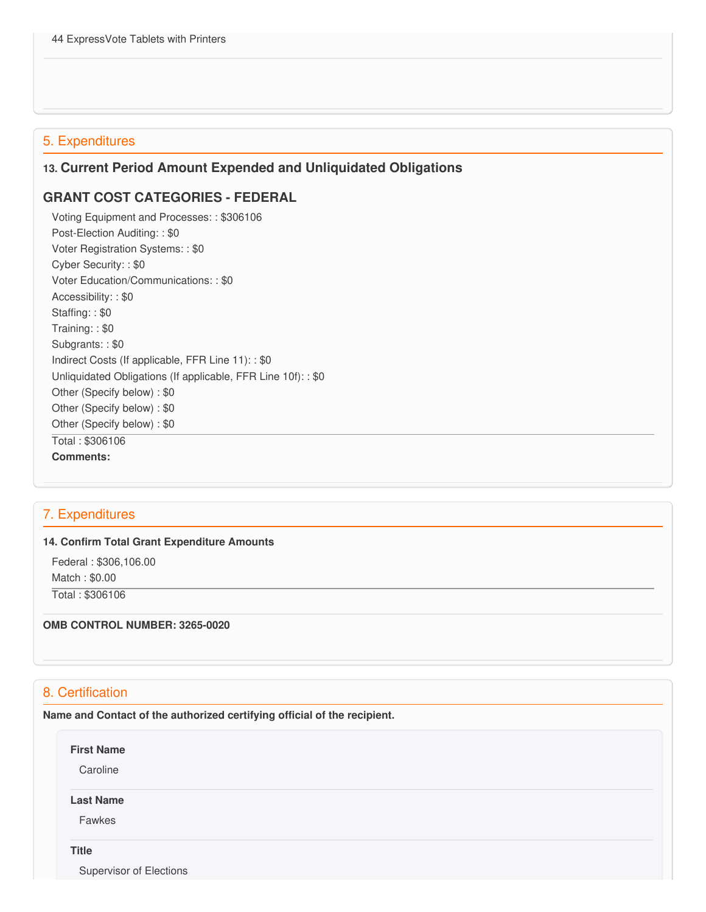44 ExpressVote Tablets with Printers

## 5. Expenditures

### 13. Current Period Amount Expended and Unliquidated Obligations

### GRANT COST CATEGORIES - FEDERAL

Voting Equipment and Processes: : $306106
Post-Election Auditing: : $0
Voter Registration Systems: : $0
Cyber Security: : $0
Voter Education/Communications: : $0
Accessibility: : $0
Staffing: : $0
Training: : $0
Subgrants: : $0
Indirect Costs (If applicable, FFR Line 11): : $0
Unliquidated Obligations (If applicable, FFR Line 10f): : $0
Other (Specify below) : $0
Other (Specify below) : $0
Other (Specify below) : $0

Total : $306106

**Comments:**

## 7. Expenditures

**14. Confirm Total Grant Expenditure Amounts**

Federal : $306,106.00
Match : $0.00

Total : $306106

**OMB CONTROL NUMBER: 3265-0020**

## 8. Certification

**Name and Contact of the authorized certifying official of the recipient.**

**First Name**

Caroline

**Last Name**

Fawkes

**Title**

Supervisor of Elections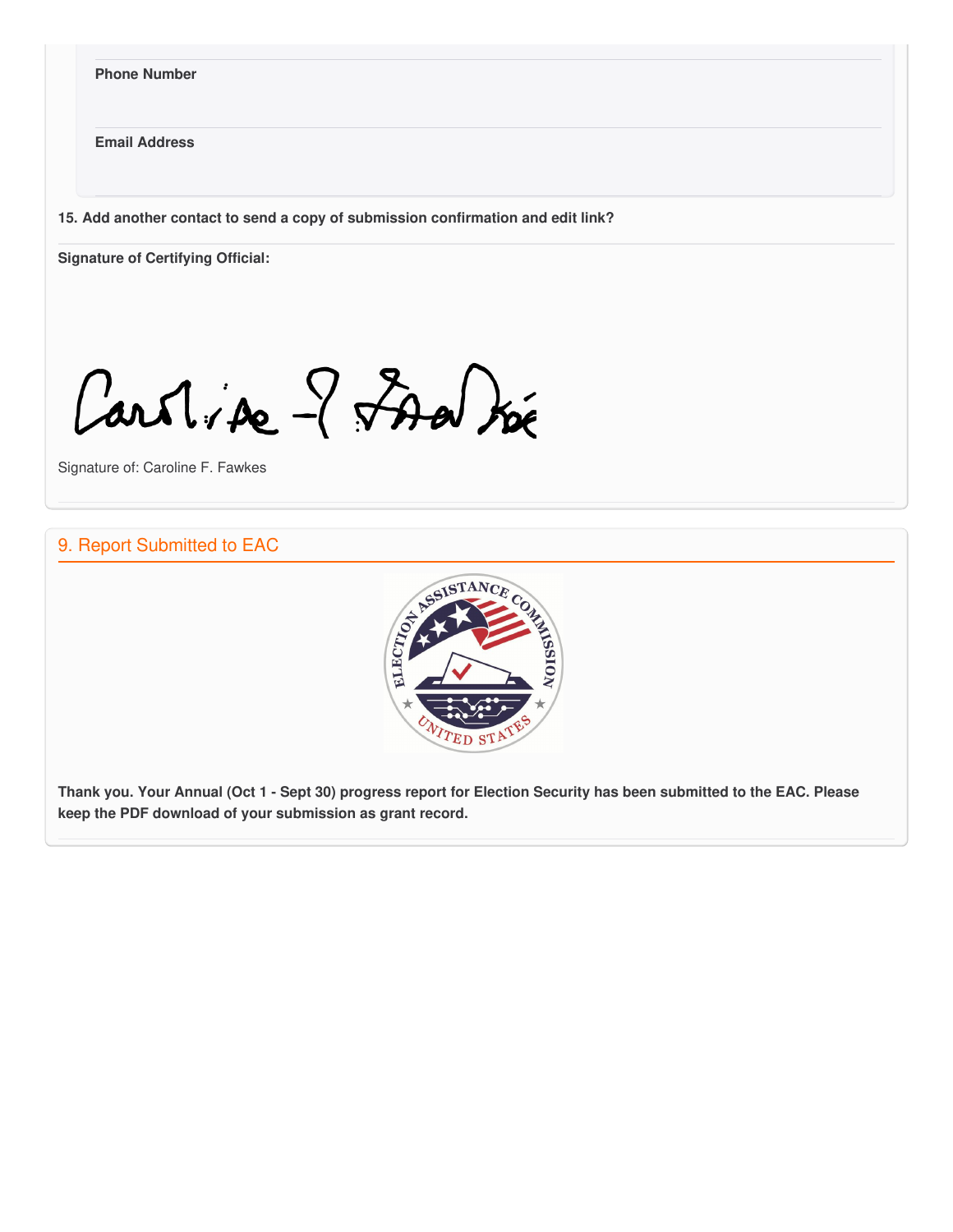**Phone Number**

**Email Address**

**15. Add another contact to send a copy of submission confirmation and edit link?**

**Signature of Certifying Official:**

Signature of: Caroline F. Fawkes

## 9. Report Submitted to EAC

**Thank you. Your Annual (Oct 1 - Sept 30) progress report for Election Security has been submitted to the EAC. Please keep the PDF download of your submission as grant record.**